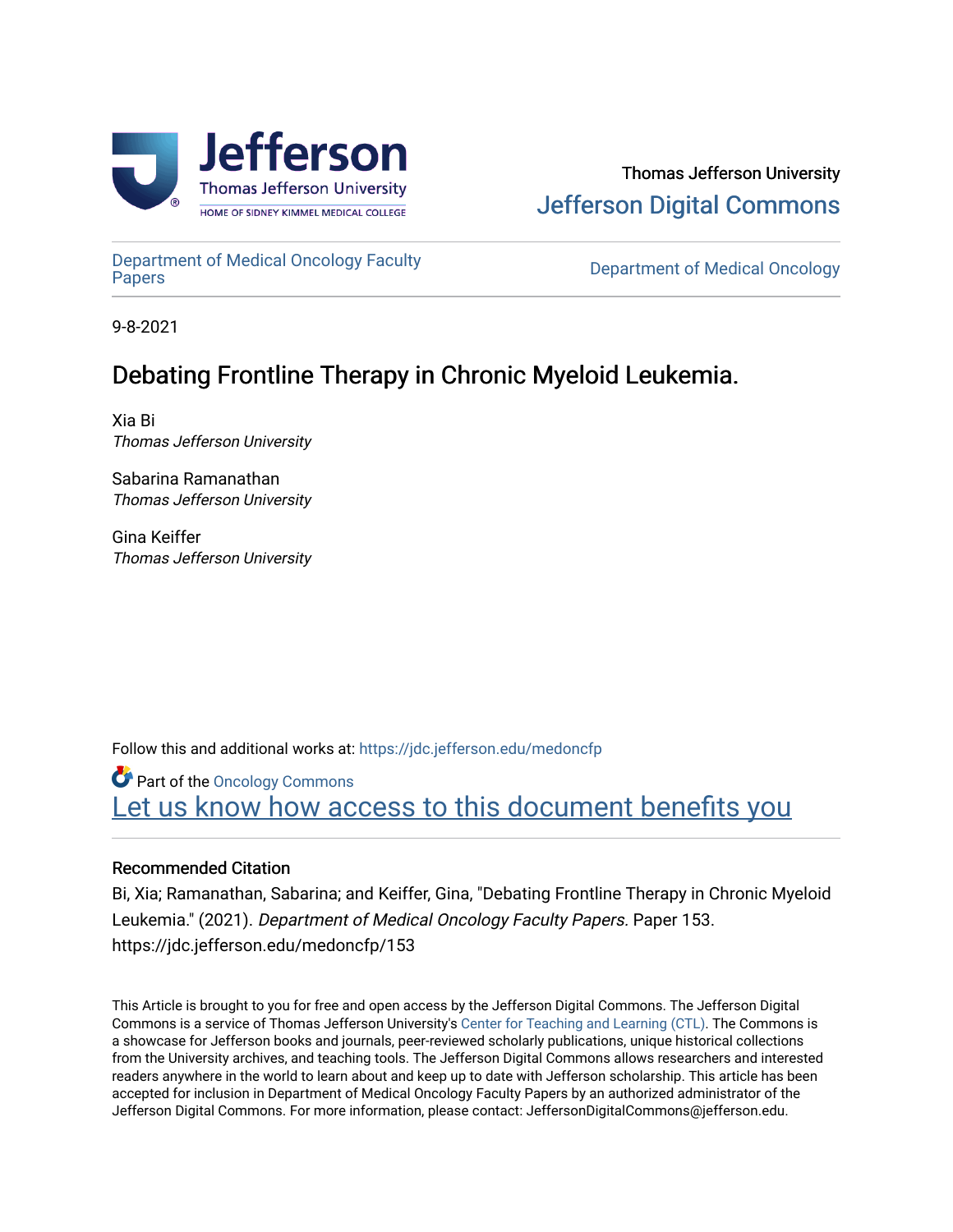Thomas Jefferson University
Jefferson Digital Commons

Department of Medical Oncology Faculty Papers | Department of Medical Oncology

9-8-2021

# Debating Frontline Therapy in Chronic Myeloid Leukemia.

Xia Bi
*Thomas Jefferson University*

Sabarina Ramanathan
*Thomas Jefferson University*

Gina Keiffer
*Thomas Jefferson University*

Follow this and additional works at: https://jdc.jefferson.edu/medoncfp

Part of the Oncology Commons

Let us know how access to this document benefits you

### Recommended Citation

Bi, Xia; Ramanathan, Sabarina; and Keiffer, Gina, "Debating Frontline Therapy in Chronic Myeloid Leukemia." (2021). *Department of Medical Oncology Faculty Papers*. Paper 153.
https://jdc.jefferson.edu/medoncfp/153

This Article is brought to you for free and open access by the Jefferson Digital Commons. The Jefferson Digital Commons is a service of Thomas Jefferson University's Center for Teaching and Learning (CTL). The Commons is a showcase for Jefferson books and journals, peer-reviewed scholarly publications, unique historical collections from the University archives, and teaching tools. The Jefferson Digital Commons allows researchers and interested readers anywhere in the world to learn about and keep up to date with Jefferson scholarship. This article has been accepted for inclusion in Department of Medical Oncology Faculty Papers by an authorized administrator of the Jefferson Digital Commons. For more information, please contact: JeffersonDigitalCommons@jefferson.edu.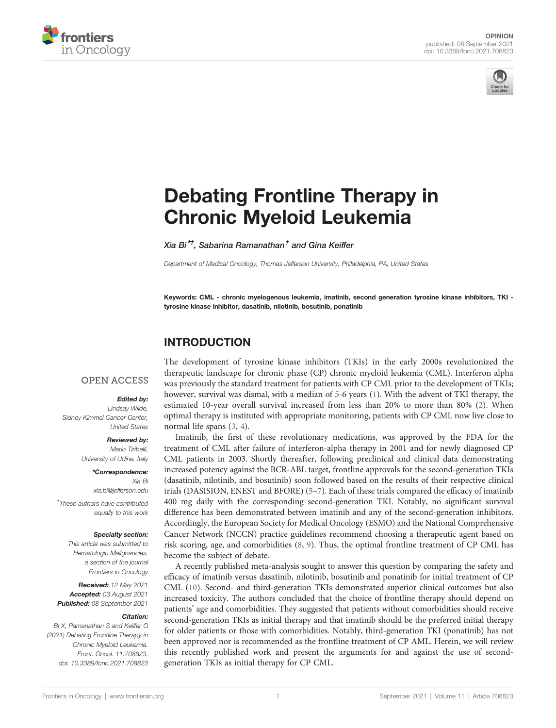# Debating Frontline Therapy in Chronic Myeloid Leukemia

Xia Bi*†, Sabarina Ramanathan† and Gina Keiffer

Department of Medical Oncology, Thomas Jefferson University, Philadelphia, PA, United States

**Keywords: CML - chronic myelogenous leukemia, imatinib, second generation tyrosine kinase inhibitors, TKI - tyrosine kinase inhibitor, dasatinib, nilotinib, bosutinib, ponatinib**

OPEN ACCESS

***Edited by:***
Lindsay Wilde,
Sidney Kimmel Cancer Center,
United States

***Reviewed by:***
Mario Tiribelli,
University of Udine, Italy

***\*Correspondence:***
Xia Bi
xia.bi@jefferson.edu

†These authors have contributed equally to this work

***Specialty section:***
This article was submitted to Hematologic Malignancies, a section of the journal Frontiers in Oncology

***Received:*** 12 May 2021
***Accepted:*** 03 August 2021
***Published:*** 08 September 2021

***Citation:***
Bi X, Ramanathan S and Keiffer G (2021) Debating Frontline Therapy in Chronic Myeloid Leukemia. Front. Oncol. 11:708823. doi: 10.3389/fonc.2021.708823

## INTRODUCTION

The development of tyrosine kinase inhibitors (TKIs) in the early 2000s revolutionized the therapeutic landscape for chronic phase (CP) chronic myeloid leukemia (CML). Interferon alpha was previously the standard treatment for patients with CP CML prior to the development of TKIs; however, survival was dismal, with a median of 5-6 years (1). With the advent of TKI therapy, the estimated 10-year overall survival increased from less than 20% to more than 80% (2). When optimal therapy is instituted with appropriate monitoring, patients with CP CML now live close to normal life spans (3, 4).

Imatinib, the first of these revolutionary medications, was approved by the FDA for the treatment of CML after failure of interferon-alpha therapy in 2001 and for newly diagnosed CP CML patients in 2003. Shortly thereafter, following preclinical and clinical data demonstrating increased potency against the BCR-ABL target, frontline approvals for the second-generation TKIs (dasatinib, nilotinib, and bosutinib) soon followed based on the results of their respective clinical trials (DASISION, ENEST and BFORE) (5–7). Each of these trials compared the efficacy of imatinib 400 mg daily with the corresponding second-generation TKI. Notably, no significant survival difference has been demonstrated between imatinib and any of the second-generation inhibitors. Accordingly, the European Society for Medical Oncology (ESMO) and the National Comprehensive Cancer Network (NCCN) practice guidelines recommend choosing a therapeutic agent based on risk scoring, age, and comorbidities (8, 9). Thus, the optimal frontline treatment of CP CML has become the subject of debate.

A recently published meta-analysis sought to answer this question by comparing the safety and efficacy of imatinib versus dasatinib, nilotinib, bosutinib and ponatinib for initial treatment of CP CML (10). Second- and third-generation TKIs demonstrated superior clinical outcomes but also increased toxicity. The authors concluded that the choice of frontline therapy should depend on patients' age and comorbidities. They suggested that patients without comorbidities should receive second-generation TKIs as initial therapy and that imatinib should be the preferred initial therapy for older patients or those with comorbidities. Notably, third-generation TKI (ponatinib) has not been approved nor is recommended as the frontline treatment of CP AML. Herein, we will review this recently published work and present the arguments for and against the use of second-generation TKIs as initial therapy for CP CML.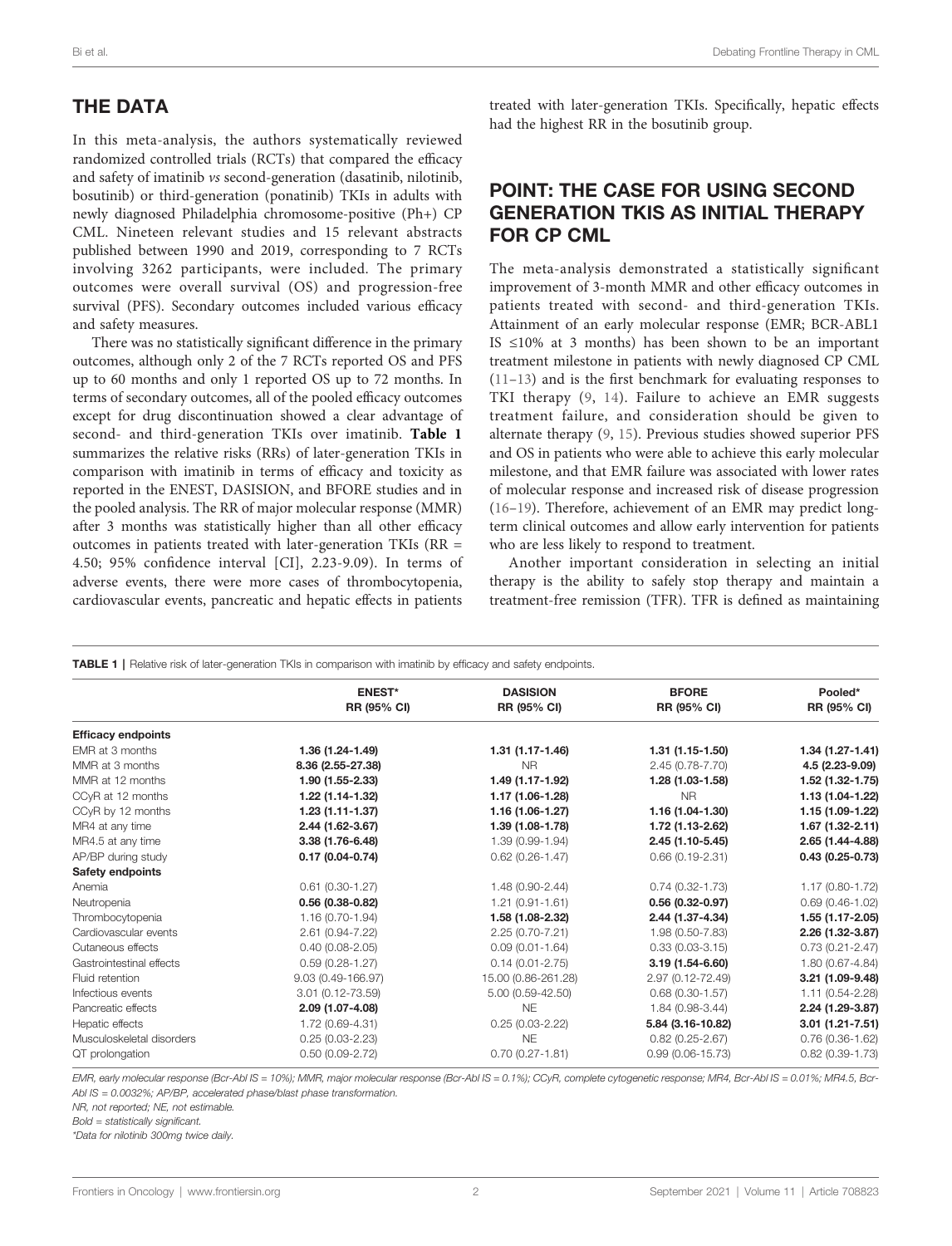## THE DATA

In this meta-analysis, the authors systematically reviewed randomized controlled trials (RCTs) that compared the efficacy and safety of imatinib *vs* second-generation (dasatinib, nilotinib, bosutinib) or third-generation (ponatinib) TKIs in adults with newly diagnosed Philadelphia chromosome-positive (Ph+) CP CML. Nineteen relevant studies and 15 relevant abstracts published between 1990 and 2019, corresponding to 7 RCTs involving 3262 participants, were included. The primary outcomes were overall survival (OS) and progression-free survival (PFS). Secondary outcomes included various efficacy and safety measures.

There was no statistically significant difference in the primary outcomes, although only 2 of the 7 RCTs reported OS and PFS up to 60 months and only 1 reported OS up to 72 months. In terms of secondary outcomes, all of the pooled efficacy outcomes except for drug discontinuation showed a clear advantage of second- and third-generation TKIs over imatinib. **Table 1** summarizes the relative risks (RRs) of later-generation TKIs in comparison with imatinib in terms of efficacy and toxicity as reported in the ENEST, DASISION, and BFORE studies and in the pooled analysis. The RR of major molecular response (MMR) after 3 months was statistically higher than all other efficacy outcomes in patients treated with later-generation TKIs (RR = 4.50; 95% confidence interval [CI], 2.23-9.09). In terms of adverse events, there were more cases of thrombocytopenia, cardiovascular events, pancreatic and hepatic effects in patients treated with later-generation TKIs. Specifically, hepatic effects had the highest RR in the bosutinib group.

## POINT: THE CASE FOR USING SECOND GENERATION TKIS AS INITIAL THERAPY FOR CP CML

The meta-analysis demonstrated a statistically significant improvement of 3-month MMR and other efficacy outcomes in patients treated with second- and third-generation TKIs. Attainment of an early molecular response (EMR; BCR-ABL1 IS ≤10% at 3 months) has been shown to be an important treatment milestone in patients with newly diagnosed CP CML (11–13) and is the first benchmark for evaluating responses to TKI therapy (9, 14). Failure to achieve an EMR suggests treatment failure, and consideration should be given to alternate therapy (9, 15). Previous studies showed superior PFS and OS in patients who were able to achieve this early molecular milestone, and that EMR failure was associated with lower rates of molecular response and increased risk of disease progression (16–19). Therefore, achievement of an EMR may predict long-term clinical outcomes and allow early intervention for patients who are less likely to respond to treatment.

Another important consideration in selecting an initial therapy is the ability to safely stop therapy and maintain a treatment-free remission (TFR). TFR is defined as maintaining

**TABLE 1** | Relative risk of later-generation TKIs in comparison with imatinib by efficacy and safety endpoints.

| | ENEST* RR (95% CI) | DASISION RR (95% CI) | BFORE RR (95% CI) | Pooled* RR (95% CI) |
|---|---|---|---|---|
| **Efficacy endpoints** | | | | |
| EMR at 3 months | **1.36 (1.24-1.49)** | **1.31 (1.17-1.46)** | **1.31 (1.15-1.50)** | **1.34 (1.27-1.41)** |
| MMR at 3 months | **8.36 (2.55-27.38)** | NR | 2.45 (0.78-7.70) | **4.5 (2.23-9.09)** |
| MMR at 12 months | **1.90 (1.55-2.33)** | **1.49 (1.17-1.92)** | **1.28 (1.03-1.58)** | **1.52 (1.32-1.75)** |
| CCyR at 12 months | **1.22 (1.14-1.32)** | **1.17 (1.06-1.28)** | NR | **1.13 (1.04-1.22)** |
| CCyR by 12 months | **1.23 (1.11-1.37)** | **1.16 (1.06-1.27)** | **1.16 (1.04-1.30)** | **1.15 (1.09-1.22)** |
| MR4 at any time | **2.44 (1.62-3.67)** | **1.39 (1.08-1.78)** | **1.72 (1.13-2.62)** | **1.67 (1.32-2.11)** |
| MR4.5 at any time | **3.38 (1.76-6.48)** | 1.39 (0.99-1.94) | **2.45 (1.10-5.45)** | **2.65 (1.44-4.88)** |
| AP/BP during study | **0.17 (0.04-0.74)** | 0.62 (0.26-1.47) | 0.66 (0.19-2.31) | **0.43 (0.25-0.73)** |
| **Safety endpoints** | | | | |
| Anemia | 0.61 (0.30-1.27) | 1.48 (0.90-2.44) | 0.74 (0.32-1.73) | 1.17 (0.80-1.72) |
| Neutropenia | **0.56 (0.38-0.82)** | 1.21 (0.91-1.61) | **0.56 (0.32-0.97)** | 0.69 (0.46-1.02) |
| Thrombocytopenia | 1.16 (0.70-1.94) | **1.58 (1.08-2.32)** | **2.44 (1.37-4.34)** | **1.55 (1.17-2.05)** |
| Cardiovascular events | 2.61 (0.94-7.22) | 2.25 (0.70-7.21) | 1.98 (0.50-7.83) | **2.26 (1.32-3.87)** |
| Cutaneous effects | 0.40 (0.08-2.05) | 0.09 (0.01-1.64) | 0.33 (0.03-3.15) | 0.73 (0.21-2.47) |
| Gastrointestinal effects | 0.59 (0.28-1.27) | 0.14 (0.01-2.75) | **3.19 (1.54-6.60)** | 1.80 (0.67-4.84) |
| Fluid retention | 9.03 (0.49-166.97) | 15.00 (0.86-261.28) | 2.97 (0.12-72.49) | **3.21 (1.09-9.48)** |
| Infectious events | 3.01 (0.12-73.59) | 5.00 (0.59-42.50) | 0.68 (0.30-1.57) | 1.11 (0.54-2.28) |
| Pancreatic effects | **2.09 (1.07-4.08)** | NE | 1.84 (0.98-3.44) | **2.24 (1.29-3.87)** |
| Hepatic effects | 1.72 (0.69-4.31) | 0.25 (0.03-2.22) | **5.84 (3.16-10.82)** | **3.01 (1.21-7.51)** |
| Musculoskeletal disorders | 0.25 (0.03-2.23) | NE | 0.82 (0.25-2.67) | 0.76 (0.36-1.62) |
| QT prolongation | 0.50 (0.09-2.72) | 0.70 (0.27-1.81) | 0.99 (0.06-15.73) | 0.82 (0.39-1.73) |

*EMR, early molecular response (Bcr-Abl IS = 10%); MMR, major molecular response (Bcr-Abl IS = 0.1%); CCyR, complete cytogenetic response; MR4, Bcr-Abl IS = 0.01%; MR4.5, Bcr-Abl IS = 0.0032%; AP/BP, accelerated phase/blast phase transformation.*

*NR, not reported; NE, not estimable.*

*Bold = statistically significant.*

*\*Data for nilotinib 300mg twice daily.*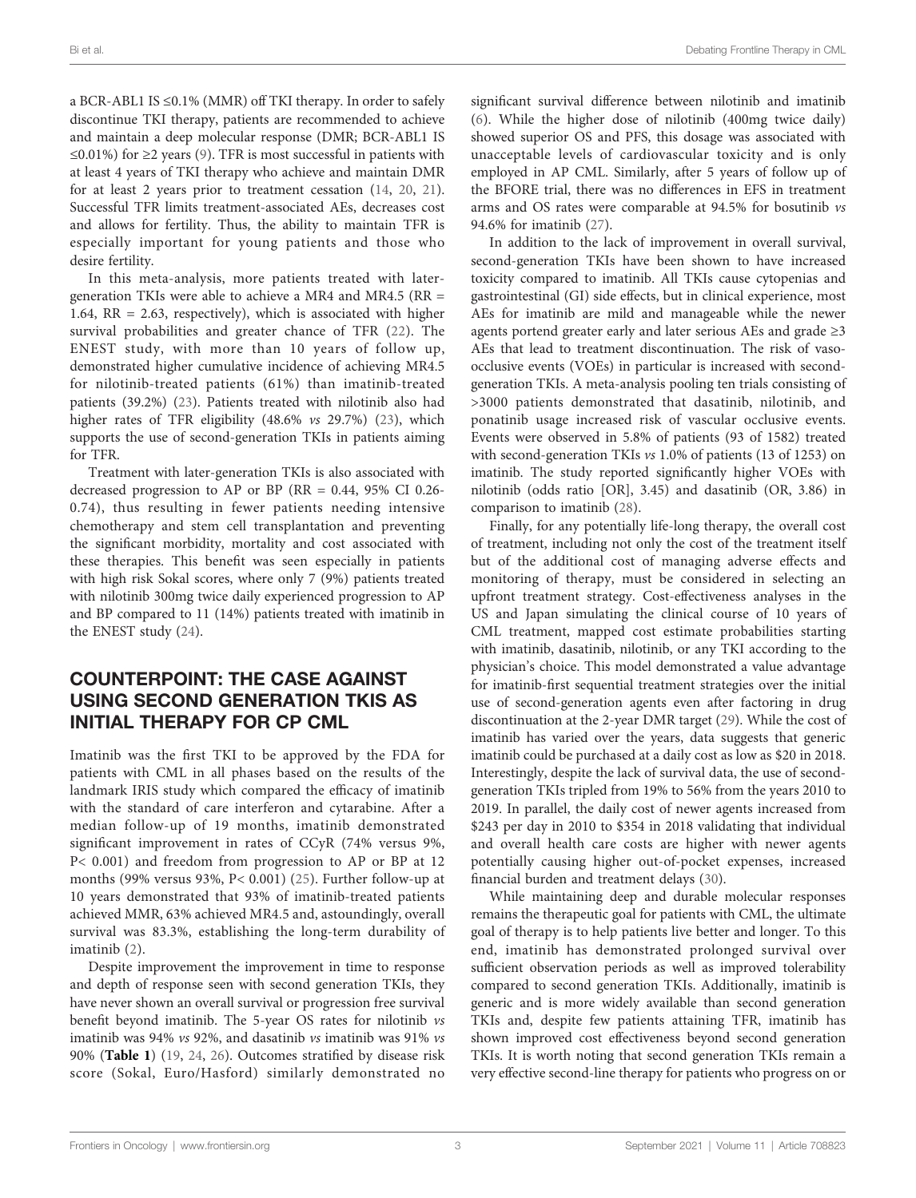a BCR-ABL1 IS ≤0.1% (MMR) off TKI therapy. In order to safely discontinue TKI therapy, patients are recommended to achieve and maintain a deep molecular response (DMR; BCR-ABL1 IS ≤0.01%) for ≥2 years (9). TFR is most successful in patients with at least 4 years of TKI therapy who achieve and maintain DMR for at least 2 years prior to treatment cessation (14, 20, 21). Successful TFR limits treatment-associated AEs, decreases cost and allows for fertility. Thus, the ability to maintain TFR is especially important for young patients and those who desire fertility.

In this meta-analysis, more patients treated with later-generation TKIs were able to achieve a MR4 and MR4.5 (RR = 1.64, RR = 2.63, respectively), which is associated with higher survival probabilities and greater chance of TFR (22). The ENEST study, with more than 10 years of follow up, demonstrated higher cumulative incidence of achieving MR4.5 for nilotinib-treated patients (61%) than imatinib-treated patients (39.2%) (23). Patients treated with nilotinib also had higher rates of TFR eligibility (48.6% *vs* 29.7%) (23), which supports the use of second-generation TKIs in patients aiming for TFR.

Treatment with later-generation TKIs is also associated with decreased progression to AP or BP (RR = 0.44, 95% CI 0.26-0.74), thus resulting in fewer patients needing intensive chemotherapy and stem cell transplantation and preventing the significant morbidity, mortality and cost associated with these therapies. This benefit was seen especially in patients with high risk Sokal scores, where only 7 (9%) patients treated with nilotinib 300mg twice daily experienced progression to AP and BP compared to 11 (14%) patients treated with imatinib in the ENEST study (24).

## COUNTERPOINT: THE CASE AGAINST USING SECOND GENERATION TKIS AS INITIAL THERAPY FOR CP CML

Imatinib was the first TKI to be approved by the FDA for patients with CML in all phases based on the results of the landmark IRIS study which compared the efficacy of imatinib with the standard of care interferon and cytarabine. After a median follow-up of 19 months, imatinib demonstrated significant improvement in rates of CCyR (74% versus 9%, P< 0.001) and freedom from progression to AP or BP at 12 months (99% versus 93%, P< 0.001) (25). Further follow-up at 10 years demonstrated that 93% of imatinib-treated patients achieved MMR, 63% achieved MR4.5 and, astoundingly, overall survival was 83.3%, establishing the long-term durability of imatinib (2).

Despite improvement the improvement in time to response and depth of response seen with second generation TKIs, they have never shown an overall survival or progression free survival benefit beyond imatinib. The 5-year OS rates for nilotinib *vs* imatinib was 94% *vs* 92%, and dasatinib *vs* imatinib was 91% *vs* 90% (**Table 1**) (19, 24, 26). Outcomes stratified by disease risk score (Sokal, Euro/Hasford) similarly demonstrated no significant survival difference between nilotinib and imatinib (6). While the higher dose of nilotinib (400mg twice daily) showed superior OS and PFS, this dosage was associated with unacceptable levels of cardiovascular toxicity and is only employed in AP CML. Similarly, after 5 years of follow up of the BFORE trial, there was no differences in EFS in treatment arms and OS rates were comparable at 94.5% for bosutinib *vs* 94.6% for imatinib (27).

In addition to the lack of improvement in overall survival, second-generation TKIs have been shown to have increased toxicity compared to imatinib. All TKIs cause cytopenias and gastrointestinal (GI) side effects, but in clinical experience, most AEs for imatinib are mild and manageable while the newer agents portend greater early and later serious AEs and grade ≥3 AEs that lead to treatment discontinuation. The risk of vaso-occlusive events (VOEs) in particular is increased with second-generation TKIs. A meta-analysis pooling ten trials consisting of >3000 patients demonstrated that dasatinib, nilotinib, and ponatinib usage increased risk of vascular occlusive events. Events were observed in 5.8% of patients (93 of 1582) treated with second-generation TKIs *vs* 1.0% of patients (13 of 1253) on imatinib. The study reported significantly higher VOEs with nilotinib (odds ratio [OR], 3.45) and dasatinib (OR, 3.86) in comparison to imatinib (28).

Finally, for any potentially life-long therapy, the overall cost of treatment, including not only the cost of the treatment itself but of the additional cost of managing adverse effects and monitoring of therapy, must be considered in selecting an upfront treatment strategy. Cost-effectiveness analyses in the US and Japan simulating the clinical course of 10 years of CML treatment, mapped cost estimate probabilities starting with imatinib, dasatinib, nilotinib, or any TKI according to the physician's choice. This model demonstrated a value advantage for imatinib-first sequential treatment strategies over the initial use of second-generation agents even after factoring in drug discontinuation at the 2-year DMR target (29). While the cost of imatinib has varied over the years, data suggests that generic imatinib could be purchased at a daily cost as low as $20 in 2018. Interestingly, despite the lack of survival data, the use of second-generation TKIs tripled from 19% to 56% from the years 2010 to 2019. In parallel, the daily cost of newer agents increased from $243 per day in 2010 to $354 in 2018 validating that individual and overall health care costs are higher with newer agents potentially causing higher out-of-pocket expenses, increased financial burden and treatment delays (30).

While maintaining deep and durable molecular responses remains the therapeutic goal for patients with CML, the ultimate goal of therapy is to help patients live better and longer. To this end, imatinib has demonstrated prolonged survival over sufficient observation periods as well as improved tolerability compared to second generation TKIs. Additionally, imatinib is generic and is more widely available than second generation TKIs and, despite few patients attaining TFR, imatinib has shown improved cost effectiveness beyond second generation TKIs. It is worth noting that second generation TKIs remain a very effective second-line therapy for patients who progress on or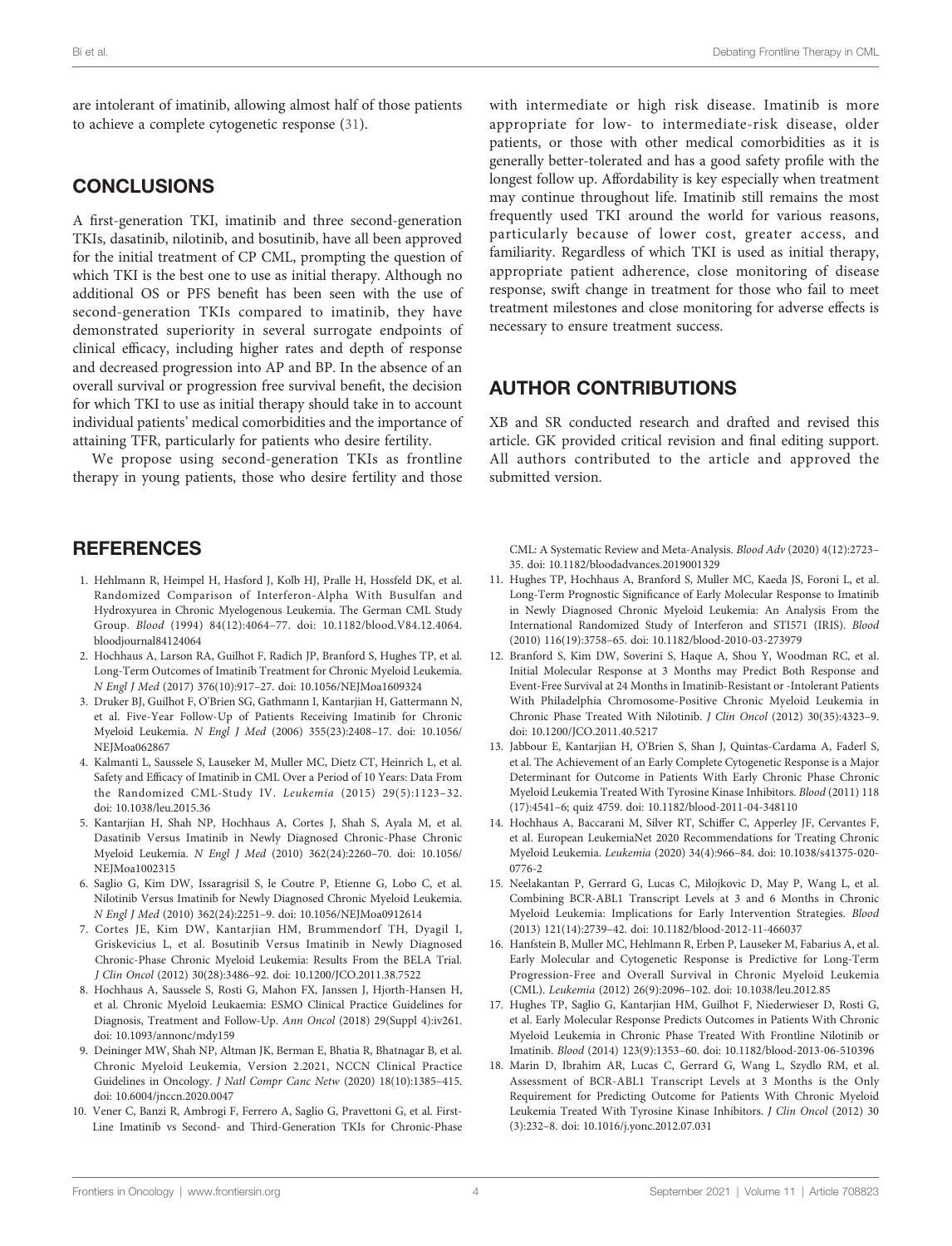are intolerant of imatinib, allowing almost half of those patients to achieve a complete cytogenetic response (31).

## CONCLUSIONS

A first-generation TKI, imatinib and three second-generation TKIs, dasatinib, nilotinib, and bosutinib, have all been approved for the initial treatment of CP CML, prompting the question of which TKI is the best one to use as initial therapy. Although no additional OS or PFS benefit has been seen with the use of second-generation TKIs compared to imatinib, they have demonstrated superiority in several surrogate endpoints of clinical efficacy, including higher rates and depth of response and decreased progression into AP and BP. In the absence of an overall survival or progression free survival benefit, the decision for which TKI to use as initial therapy should take in to account individual patients' medical comorbidities and the importance of attaining TFR, particularly for patients who desire fertility.

We propose using second-generation TKIs as frontline therapy in young patients, those who desire fertility and those with intermediate or high risk disease. Imatinib is more appropriate for low- to intermediate-risk disease, older patients, or those with other medical comorbidities as it is generally better-tolerated and has a good safety profile with the longest follow up. Affordability is key especially when treatment may continue throughout life. Imatinib still remains the most frequently used TKI around the world for various reasons, particularly because of lower cost, greater access, and familiarity. Regardless of which TKI is used as initial therapy, appropriate patient adherence, close monitoring of disease response, swift change in treatment for those who fail to meet treatment milestones and close monitoring for adverse effects is necessary to ensure treatment success.

## AUTHOR CONTRIBUTIONS

XB and SR conducted research and drafted and revised this article. GK provided critical revision and final editing support. All authors contributed to the article and approved the submitted version.

## REFERENCES

1. Hehlmann R, Heimpel H, Hasford J, Kolb HJ, Pralle H, Hossfeld DK, et al. Randomized Comparison of Interferon-Alpha With Busulfan and Hydroxyurea in Chronic Myelogenous Leukemia. The German CML Study Group. *Blood* (1994) 84(12):4064–77. doi: 10.1182/blood.V84.12.4064.bloodjournal84124064
2. Hochhaus A, Larson RA, Guilhot F, Radich JP, Branford S, Hughes TP, et al. Long-Term Outcomes of Imatinib Treatment for Chronic Myeloid Leukemia. *N Engl J Med* (2017) 376(10):917–27. doi: 10.1056/NEJMoa1609324
3. Druker BJ, Guilhot F, O'Brien SG, Gathmann I, Kantarjian H, Gattermann N, et al. Five-Year Follow-Up of Patients Receiving Imatinib for Chronic Myeloid Leukemia. *N Engl J Med* (2006) 355(23):2408–17. doi: 10.1056/NEJMoa062867
4. Kalmanti L, Saussele S, Lauseker M, Muller MC, Dietz CT, Heinrich L, et al. Safety and Efficacy of Imatinib in CML Over a Period of 10 Years: Data From the Randomized CML-Study IV. *Leukemia* (2015) 29(5):1123–32. doi: 10.1038/leu.2015.36
5. Kantarjian H, Shah NP, Hochhaus A, Cortes J, Shah S, Ayala M, et al. Dasatinib Versus Imatinib in Newly Diagnosed Chronic-Phase Chronic Myeloid Leukemia. *N Engl J Med* (2010) 362(24):2260–70. doi: 10.1056/NEJMoa1002315
6. Saglio G, Kim DW, Issaragrisil S, le Coutre P, Etienne G, Lobo C, et al. Nilotinib Versus Imatinib for Newly Diagnosed Chronic Myeloid Leukemia. *N Engl J Med* (2010) 362(24):2251–9. doi: 10.1056/NEJMoa0912614
7. Cortes JE, Kim DW, Kantarjian HM, Brummendorf TH, Dyagil I, Griskevicius L, et al. Bosutinib Versus Imatinib in Newly Diagnosed Chronic-Phase Chronic Myeloid Leukemia: Results From the BELA Trial. *J Clin Oncol* (2012) 30(28):3486–92. doi: 10.1200/JCO.2011.38.7522
8. Hochhaus A, Saussele S, Rosti G, Mahon FX, Janssen J, Hjorth-Hansen H, et al. Chronic Myeloid Leukaemia: ESMO Clinical Practice Guidelines for Diagnosis, Treatment and Follow-Up. *Ann Oncol* (2018) 29(Suppl 4):iv261. doi: 10.1093/annonc/mdy159
9. Deininger MW, Shah NP, Altman JK, Berman E, Bhatia R, Bhatnagar B, et al. Chronic Myeloid Leukemia, Version 2.2021, NCCN Clinical Practice Guidelines in Oncology. *J Natl Compr Canc Netw* (2020) 18(10):1385–415. doi: 10.6004/jnccn.2020.0047
10. Vener C, Banzi R, Ambrogi F, Ferrero A, Saglio G, Pravettoni G, et al. First-Line Imatinib vs Second- and Third-Generation TKIs for Chronic-Phase CML: A Systematic Review and Meta-Analysis. *Blood Adv* (2020) 4(12):2723–35. doi: 10.1182/bloodadvances.2019001329
11. Hughes TP, Hochhaus A, Branford S, Muller MC, Kaeda JS, Foroni L, et al. Long-Term Prognostic Significance of Early Molecular Response to Imatinib in Newly Diagnosed Chronic Myeloid Leukemia: An Analysis From the International Randomized Study of Interferon and STI571 (IRIS). *Blood* (2010) 116(19):3758–65. doi: 10.1182/blood-2010-03-273979
12. Branford S, Kim DW, Soverini S, Haque A, Shou Y, Woodman RC, et al. Initial Molecular Response at 3 Months may Predict Both Response and Event-Free Survival at 24 Months in Imatinib-Resistant or -Intolerant Patients With Philadelphia Chromosome-Positive Chronic Myeloid Leukemia in Chronic Phase Treated With Nilotinib. *J Clin Oncol* (2012) 30(35):4323–9. doi: 10.1200/JCO.2011.40.5217
13. Jabbour E, Kantarjian H, O'Brien S, Shan J, Quintas-Cardama A, Faderl S, et al. The Achievement of an Early Complete Cytogenetic Response is a Major Determinant for Outcome in Patients With Early Chronic Phase Chronic Myeloid Leukemia Treated With Tyrosine Kinase Inhibitors. *Blood* (2011) 118 (17):4541–6; quiz 4759. doi: 10.1182/blood-2011-04-348110
14. Hochhaus A, Baccarani M, Silver RT, Schiffer C, Apperley JF, Cervantes F, et al. European LeukemiaNet 2020 Recommendations for Treating Chronic Myeloid Leukemia. *Leukemia* (2020) 34(4):966–84. doi: 10.1038/s41375-020-0776-2
15. Neelakantan P, Gerrard G, Lucas C, Milojkovic D, May P, Wang L, et al. Combining BCR-ABL1 Transcript Levels at 3 and 6 Months in Chronic Myeloid Leukemia: Implications for Early Intervention Strategies. *Blood* (2013) 121(14):2739–42. doi: 10.1182/blood-2012-11-466037
16. Hanfstein B, Muller MC, Hehlmann R, Erben P, Lauseker M, Fabarius A, et al. Early Molecular and Cytogenetic Response is Predictive for Long-Term Progression-Free and Overall Survival in Chronic Myeloid Leukemia (CML). *Leukemia* (2012) 26(9):2096–102. doi: 10.1038/leu.2012.85
17. Hughes TP, Saglio G, Kantarjian HM, Guilhot F, Niederwieser D, Rosti G, et al. Early Molecular Response Predicts Outcomes in Patients With Chronic Myeloid Leukemia in Chronic Phase Treated With Frontline Nilotinib or Imatinib. *Blood* (2014) 123(9):1353–60. doi: 10.1182/blood-2013-06-510396
18. Marin D, Ibrahim AR, Lucas C, Gerrard G, Wang L, Szydlo RM, et al. Assessment of BCR-ABL1 Transcript Levels at 3 Months is the Only Requirement for Predicting Outcome for Patients With Chronic Myeloid Leukemia Treated With Tyrosine Kinase Inhibitors. *J Clin Oncol* (2012) 30 (3):232–8. doi: 10.1016/j.yonc.2012.07.031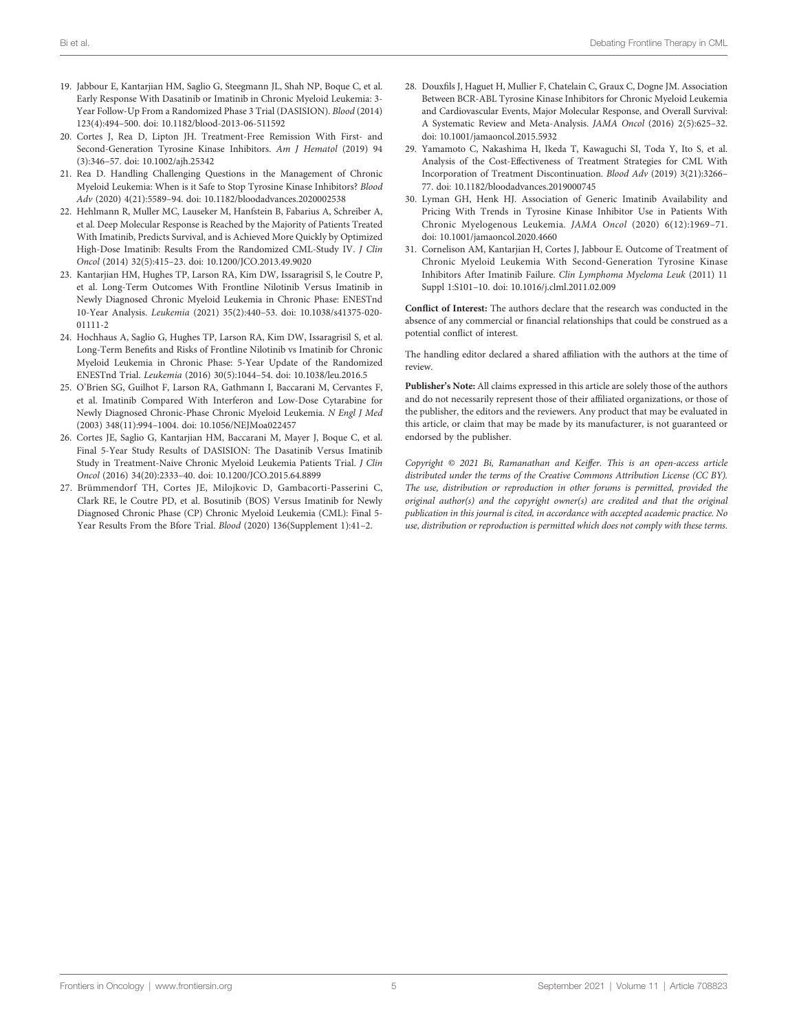19. Jabbour E, Kantarjian HM, Saglio G, Steegmann JL, Shah NP, Boque C, et al. Early Response With Dasatinib or Imatinib in Chronic Myeloid Leukemia: 3-Year Follow-Up From a Randomized Phase 3 Trial (DASISION). *Blood* (2014) 123(4):494–500. doi: 10.1182/blood-2013-06-511592
20. Cortes J, Rea D, Lipton JH. Treatment-Free Remission With First- and Second-Generation Tyrosine Kinase Inhibitors. *Am J Hematol* (2019) 94 (3):346–57. doi: 10.1002/ajh.25342
21. Rea D. Handling Challenging Questions in the Management of Chronic Myeloid Leukemia: When is it Safe to Stop Tyrosine Kinase Inhibitors? *Blood Adv* (2020) 4(21):5589–94. doi: 10.1182/bloodadvances.2020002538
22. Hehlmann R, Muller MC, Lauseker M, Hanfstein B, Fabarius A, Schreiber A, et al. Deep Molecular Response is Reached by the Majority of Patients Treated With Imatinib, Predicts Survival, and is Achieved More Quickly by Optimized High-Dose Imatinib: Results From the Randomized CML-Study IV. *J Clin Oncol* (2014) 32(5):415–23. doi: 10.1200/JCO.2013.49.9020
23. Kantarjian HM, Hughes TP, Larson RA, Kim DW, Issaragrisil S, le Coutre P, et al. Long-Term Outcomes With Frontline Nilotinib Versus Imatinib in Newly Diagnosed Chronic Myeloid Leukemia in Chronic Phase: ENESTnd 10-Year Analysis. *Leukemia* (2021) 35(2):440–53. doi: 10.1038/s41375-020-01111-2
24. Hochhaus A, Saglio G, Hughes TP, Larson RA, Kim DW, Issaragrisil S, et al. Long-Term Benefits and Risks of Frontline Nilotinib vs Imatinib for Chronic Myeloid Leukemia in Chronic Phase: 5-Year Update of the Randomized ENESTnd Trial. *Leukemia* (2016) 30(5):1044–54. doi: 10.1038/leu.2016.5
25. O'Brien SG, Guilhot F, Larson RA, Gathmann I, Baccarani M, Cervantes F, et al. Imatinib Compared With Interferon and Low-Dose Cytarabine for Newly Diagnosed Chronic-Phase Chronic Myeloid Leukemia. *N Engl J Med* (2003) 348(11):994–1004. doi: 10.1056/NEJMoa022457
26. Cortes JE, Saglio G, Kantarjian HM, Baccarani M, Mayer J, Boque C, et al. Final 5-Year Study Results of DASISION: The Dasatinib Versus Imatinib Study in Treatment-Naive Chronic Myeloid Leukemia Patients Trial. *J Clin Oncol* (2016) 34(20):2333–40. doi: 10.1200/JCO.2015.64.8899
27. Brümmendorf TH, Cortes JE, Milojkovic D, Gambacorti-Passerini C, Clark RE, le Coutre PD, et al. Bosutinib (BOS) Versus Imatinib for Newly Diagnosed Chronic Phase (CP) Chronic Myeloid Leukemia (CML): Final 5-Year Results From the Bfore Trial. *Blood* (2020) 136(Supplement 1):41–2.
28. Douxfils J, Haguet H, Mullier F, Chatelain C, Graux C, Dogne JM. Association Between BCR-ABL Tyrosine Kinase Inhibitors for Chronic Myeloid Leukemia and Cardiovascular Events, Major Molecular Response, and Overall Survival: A Systematic Review and Meta-Analysis. *JAMA Oncol* (2016) 2(5):625–32. doi: 10.1001/jamaoncol.2015.5932
29. Yamamoto C, Nakashima H, Ikeda T, Kawaguchi SI, Toda Y, Ito S, et al. Analysis of the Cost-Effectiveness of Treatment Strategies for CML With Incorporation of Treatment Discontinuation. *Blood Adv* (2019) 3(21):3266–77. doi: 10.1182/bloodadvances.2019000745
30. Lyman GH, Henk HJ. Association of Generic Imatinib Availability and Pricing With Trends in Tyrosine Kinase Inhibitor Use in Patients With Chronic Myelogenous Leukemia. *JAMA Oncol* (2020) 6(12):1969–71. doi: 10.1001/jamaoncol.2020.4660
31. Cornelison AM, Kantarjian H, Cortes J, Jabbour E. Outcome of Treatment of Chronic Myeloid Leukemia With Second-Generation Tyrosine Kinase Inhibitors After Imatinib Failure. *Clin Lymphoma Myeloma Leuk* (2011) 11 Suppl 1:S101–10. doi: 10.1016/j.clml.2011.02.009

**Conflict of Interest:** The authors declare that the research was conducted in the absence of any commercial or financial relationships that could be construed as a potential conflict of interest.

The handling editor declared a shared affiliation with the authors at the time of review.

**Publisher's Note:** All claims expressed in this article are solely those of the authors and do not necessarily represent those of their affiliated organizations, or those of the publisher, the editors and the reviewers. Any product that may be evaluated in this article, or claim that may be made by its manufacturer, is not guaranteed or endorsed by the publisher.

*Copyright © 2021 Bi, Ramanathan and Keiffer. This is an open-access article distributed under the terms of the Creative Commons Attribution License (CC BY). The use, distribution or reproduction in other forums is permitted, provided the original author(s) and the copyright owner(s) are credited and that the original publication in this journal is cited, in accordance with accepted academic practice. No use, distribution or reproduction is permitted which does not comply with these terms.*